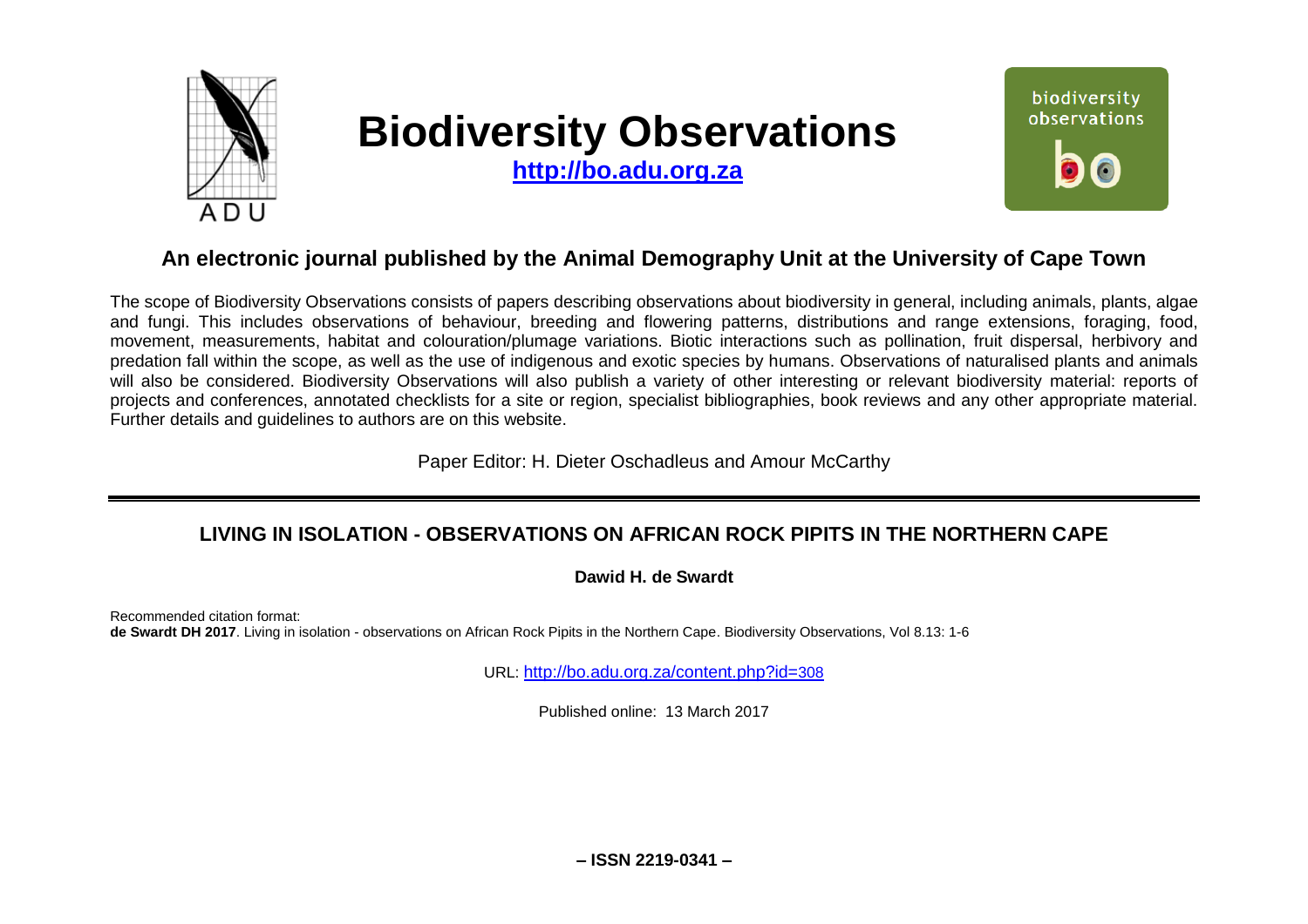# Biodiversity Observations

**http://bo.adu.org.za**

## An electronic journal published by the Animal Demography Unit at the University of Cape Town

The scope of Biodiversity Observations consists of papers describing observations about biodiversity in general, including animals, plants, algae and fungi. This includes observations of behaviour, breeding and flowering patterns, distributions and range extensions, foraging, food, movement, measurements, habitat and colouration/plumage variations. Biotic interactions such as pollination, fruit dispersal, herbivory and predation fall within the scope, as well as the use of indigenous and exotic species by humans. Observations of naturalised plants and animals will also be considered. Biodiversity Observations will also publish a variety of other interesting or relevant biodiversity material: reports of projects and conferences, annotated checklists for a site or region, specialist bibliographies, book reviews and any other appropriate material. Further details and guidelines to authors are on this website.

Paper Editor: H. Dieter Oschadleus and Amour McCarthy

## LIVING IN ISOLATION - OBSERVATIONS ON AFRICAN ROCK PIPITS IN THE NORTHERN CAPE

**Dawid H. de Swardt**

Recommended citation format:
**de Swardt DH 2017**. Living in isolation - observations on African Rock Pipits in the Northern Cape. Biodiversity Observations, Vol 8.13: 1-6

URL: http://bo.adu.org.za/content.php?id=308

Published online: 13 March 2017

**– ISSN 2219-0341 –**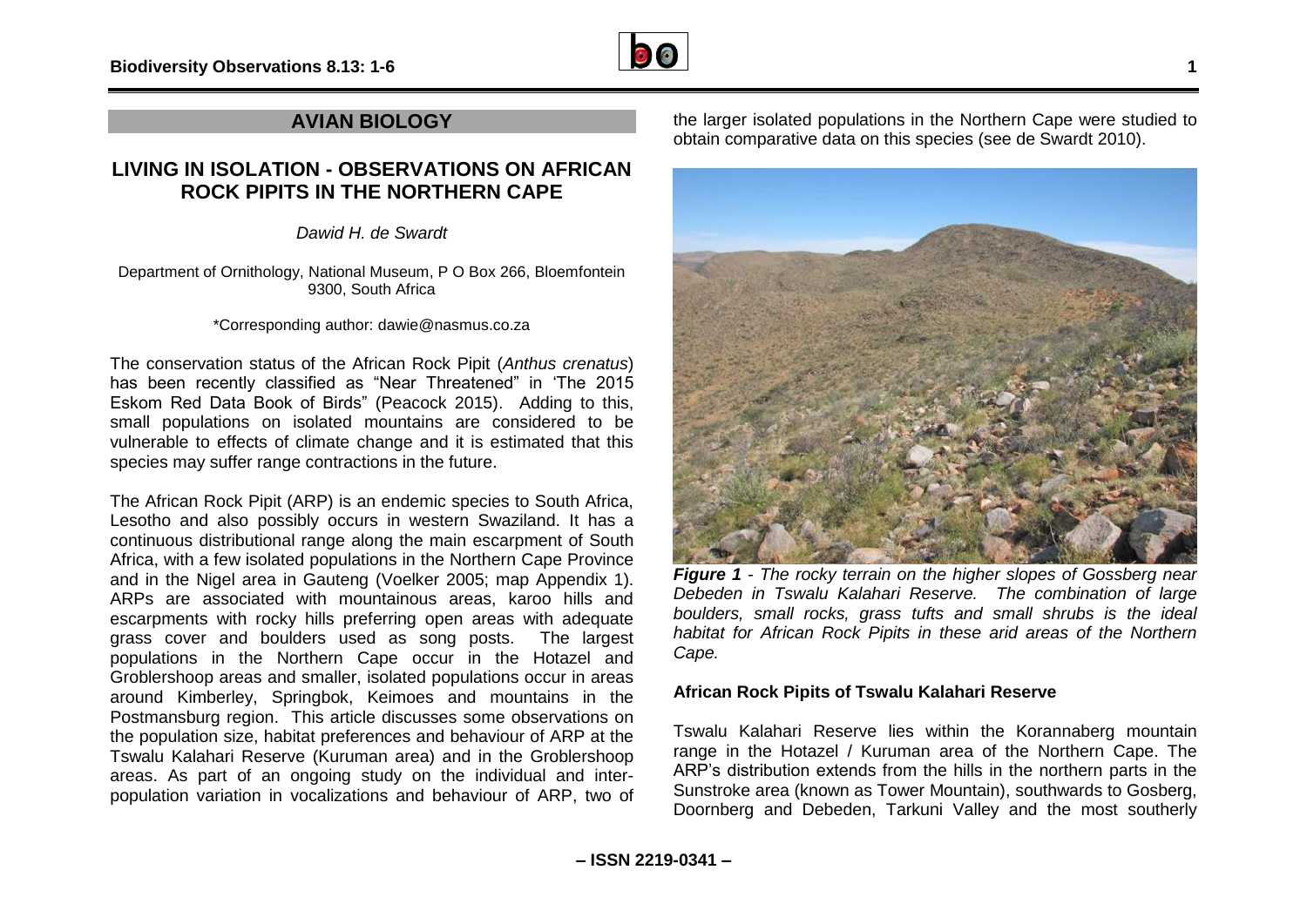## AVIAN BIOLOGY

# LIVING IN ISOLATION - OBSERVATIONS ON AFRICAN ROCK PIPITS IN THE NORTHERN CAPE

*Dawid H. de Swardt*

Department of Ornithology, National Museum, P O Box 266, Bloemfontein 9300, South Africa

\*Corresponding author: dawie@nasmus.co.za

The conservation status of the African Rock Pipit (*Anthus crenatus*) has been recently classified as "Near Threatened" in 'The 2015 Eskom Red Data Book of Birds" (Peacock 2015). Adding to this, small populations on isolated mountains are considered to be vulnerable to effects of climate change and it is estimated that this species may suffer range contractions in the future.

The African Rock Pipit (ARP) is an endemic species to South Africa, Lesotho and also possibly occurs in western Swaziland. It has a continuous distributional range along the main escarpment of South Africa, with a few isolated populations in the Northern Cape Province and in the Nigel area in Gauteng (Voelker 2005; map Appendix 1). ARPs are associated with mountainous areas, karoo hills and escarpments with rocky hills preferring open areas with adequate grass cover and boulders used as song posts. The largest populations in the Northern Cape occur in the Hotazel and Groblershoop areas and smaller, isolated populations occur in areas around Kimberley, Springbok, Keimoes and mountains in the Postmansburg region. This article discusses some observations on the population size, habitat preferences and behaviour of ARP at the Tswalu Kalahari Reserve (Kuruman area) and in the Groblershoop areas. As part of an ongoing study on the individual and inter-population variation in vocalizations and behaviour of ARP, two of the larger isolated populations in the Northern Cape were studied to obtain comparative data on this species (see de Swardt 2010).

***Figure 1*** *- The rocky terrain on the higher slopes of Gossberg near Debeden in Tswalu Kalahari Reserve. The combination of large boulders, small rocks, grass tufts and small shrubs is the ideal habitat for African Rock Pipits in these arid areas of the Northern Cape.*

### African Rock Pipits of Tswalu Kalahari Reserve

Tswalu Kalahari Reserve lies within the Korannaberg mountain range in the Hotazel / Kuruman area of the Northern Cape. The ARP's distribution extends from the hills in the northern parts in the Sunstroke area (known as Tower Mountain), southwards to Gosberg, Doornberg and Debeden, Tarkuni Valley and the most southerly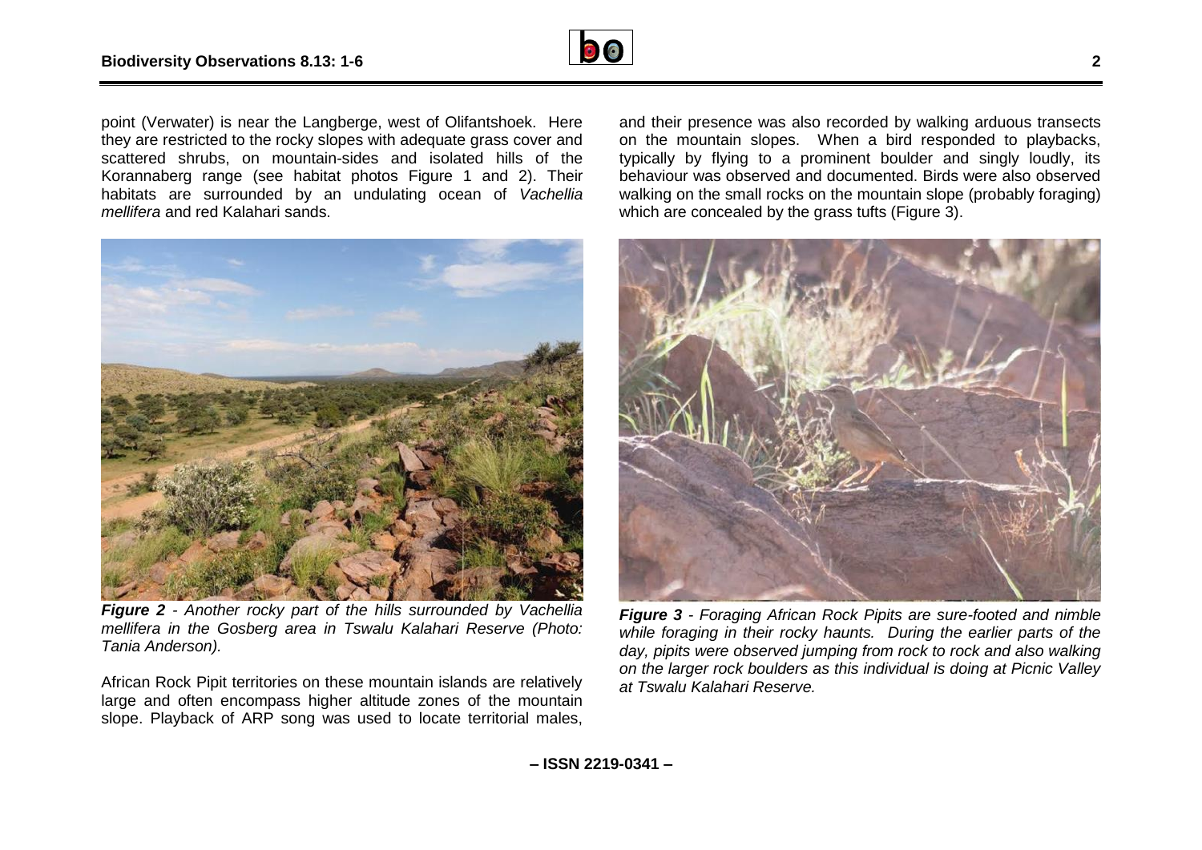point (Verwater) is near the Langberge, west of Olifantshoek. Here they are restricted to the rocky slopes with adequate grass cover and scattered shrubs, on mountain-sides and isolated hills of the Korannaberg range (see habitat photos Figure 1 and 2). Their habitats are surrounded by an undulating ocean of *Vachellia mellifera* and red Kalahari sands.

***Figure 2*** *- Another rocky part of the hills surrounded by Vachellia mellifera in the Gosberg area in Tswalu Kalahari Reserve (Photo: Tania Anderson).*

African Rock Pipit territories on these mountain islands are relatively large and often encompass higher altitude zones of the mountain slope. Playback of ARP song was used to locate territorial males, and their presence was also recorded by walking arduous transects on the mountain slopes. When a bird responded to playbacks, typically by flying to a prominent boulder and singly loudly, its behaviour was observed and documented. Birds were also observed walking on the small rocks on the mountain slope (probably foraging) which are concealed by the grass tufts (Figure 3).

***Figure 3*** *- Foraging African Rock Pipits are sure-footed and nimble while foraging in their rocky haunts. During the earlier parts of the day, pipits were observed jumping from rock to rock and also walking on the larger rock boulders as this individual is doing at Picnic Valley at Tswalu Kalahari Reserve.*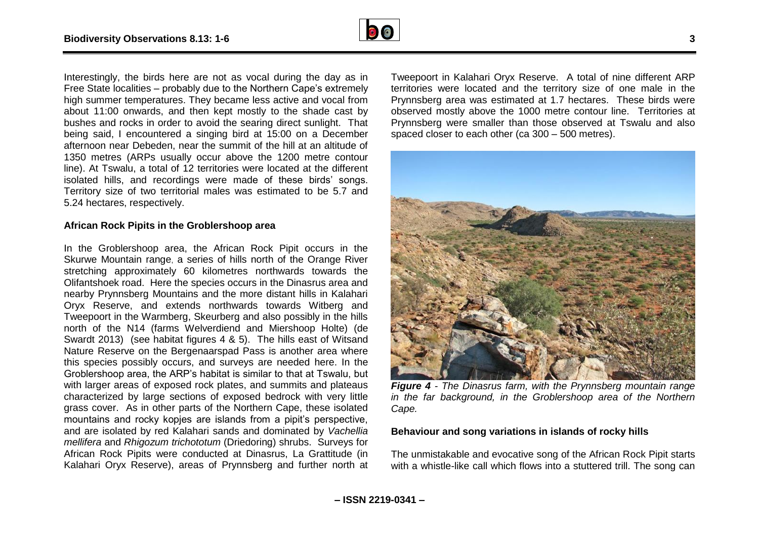Interestingly, the birds here are not as vocal during the day as in Free State localities – probably due to the Northern Cape's extremely high summer temperatures. They became less active and vocal from about 11:00 onwards, and then kept mostly to the shade cast by bushes and rocks in order to avoid the searing direct sunlight. That being said, I encountered a singing bird at 15:00 on a December afternoon near Debeden, near the summit of the hill at an altitude of 1350 metres (ARPs usually occur above the 1200 metre contour line). At Tswalu, a total of 12 territories were located at the different isolated hills, and recordings were made of these birds' songs. Territory size of two territorial males was estimated to be 5.7 and 5.24 hectares, respectively.

**African Rock Pipits in the Groblershoop area**

In the Groblershoop area, the African Rock Pipit occurs in the Skurwe Mountain range, a series of hills north of the Orange River stretching approximately 60 kilometres northwards towards the Olifantshoek road. Here the species occurs in the Dinasrus area and nearby Prynnsberg Mountains and the more distant hills in Kalahari Oryx Reserve, and extends northwards towards Witberg and Tweepoort in the Warmberg, Skeurberg and also possibly in the hills north of the N14 (farms Welverdiend and Miershoop Holte) (de Swardt 2013) (see habitat figures 4 & 5). The hills east of Witsand Nature Reserve on the Bergenaarspad Pass is another area where this species possibly occurs, and surveys are needed here. In the Groblershoop area, the ARP's habitat is similar to that at Tswalu, but with larger areas of exposed rock plates, and summits and plateaus characterized by large sections of exposed bedrock with very little grass cover. As in other parts of the Northern Cape, these isolated mountains and rocky kopjes are islands from a pipit's perspective, and are isolated by red Kalahari sands and dominated by *Vachellia mellifera* and *Rhigozum trichototum* (Driedoring) shrubs. Surveys for African Rock Pipits were conducted at Dinasrus, La Grattitude (in Kalahari Oryx Reserve), areas of Prynnsberg and further north at Tweepoort in Kalahari Oryx Reserve. A total of nine different ARP territories were located and the territory size of one male in the Prynnsberg area was estimated at 1.7 hectares. These birds were observed mostly above the 1000 metre contour line. Territories at Prynnsberg were smaller than those observed at Tswalu and also spaced closer to each other (ca 300 – 500 metres).

***Figure 4*** *- The Dinasrus farm, with the Prynnsberg mountain range in the far background, in the Groblershoop area of the Northern Cape.*

**Behaviour and song variations in islands of rocky hills**

The unmistakable and evocative song of the African Rock Pipit starts with a whistle-like call which flows into a stuttered trill. The song can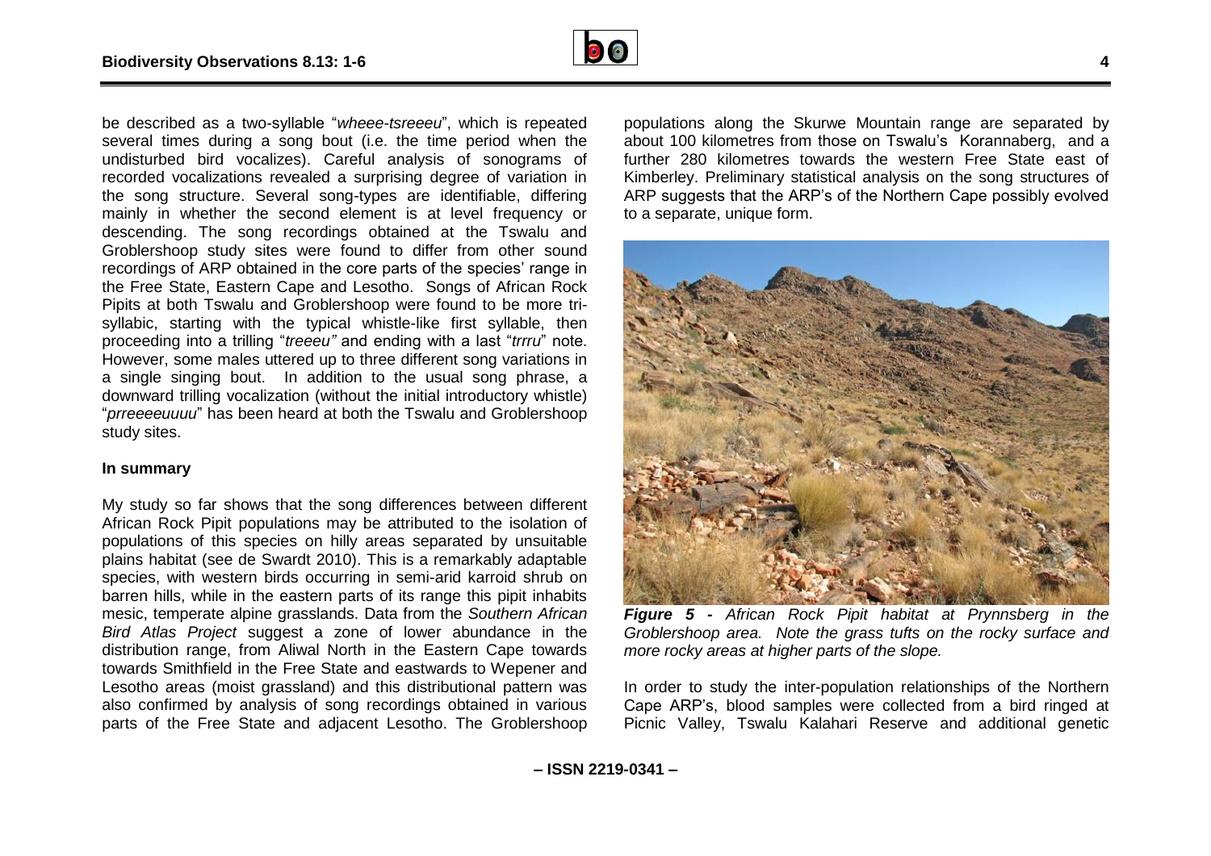be described as a two-syllable "*wheee-tsreeeu*", which is repeated several times during a song bout (i.e. the time period when the undisturbed bird vocalizes). Careful analysis of sonograms of recorded vocalizations revealed a surprising degree of variation in the song structure. Several song-types are identifiable, differing mainly in whether the second element is at level frequency or descending. The song recordings obtained at the Tswalu and Groblershoop study sites were found to differ from other sound recordings of ARP obtained in the core parts of the species' range in the Free State, Eastern Cape and Lesotho. Songs of African Rock Pipits at both Tswalu and Groblershoop were found to be more tri-syllabic, starting with the typical whistle-like first syllable, then proceeding into a trilling "*treeeu"* and ending with a last "*trrru*" note. However, some males uttered up to three different song variations in a single singing bout. In addition to the usual song phrase, a downward trilling vocalization (without the initial introductory whistle) "*prreeeeuuuu*" has been heard at both the Tswalu and Groblershoop study sites.

**In summary**

My study so far shows that the song differences between different African Rock Pipit populations may be attributed to the isolation of populations of this species on hilly areas separated by unsuitable plains habitat (see de Swardt 2010). This is a remarkably adaptable species, with western birds occurring in semi-arid karroid shrub on barren hills, while in the eastern parts of its range this pipit inhabits mesic, temperate alpine grasslands. Data from the *Southern African Bird Atlas Project* suggest a zone of lower abundance in the distribution range, from Aliwal North in the Eastern Cape towards towards Smithfield in the Free State and eastwards to Wepener and Lesotho areas (moist grassland) and this distributional pattern was also confirmed by analysis of song recordings obtained in various parts of the Free State and adjacent Lesotho. The Groblershoop populations along the Skurwe Mountain range are separated by about 100 kilometres from those on Tswalu's Korannaberg, and a further 280 kilometres towards the western Free State east of Kimberley. Preliminary statistical analysis on the song structures of ARP suggests that the ARP's of the Northern Cape possibly evolved to a separate, unique form.

***Figure 5 -*** *African Rock Pipit habitat at Prynnsberg in the Groblershoop area. Note the grass tufts on the rocky surface and more rocky areas at higher parts of the slope.*

In order to study the inter-population relationships of the Northern Cape ARP's, blood samples were collected from a bird ringed at Picnic Valley, Tswalu Kalahari Reserve and additional genetic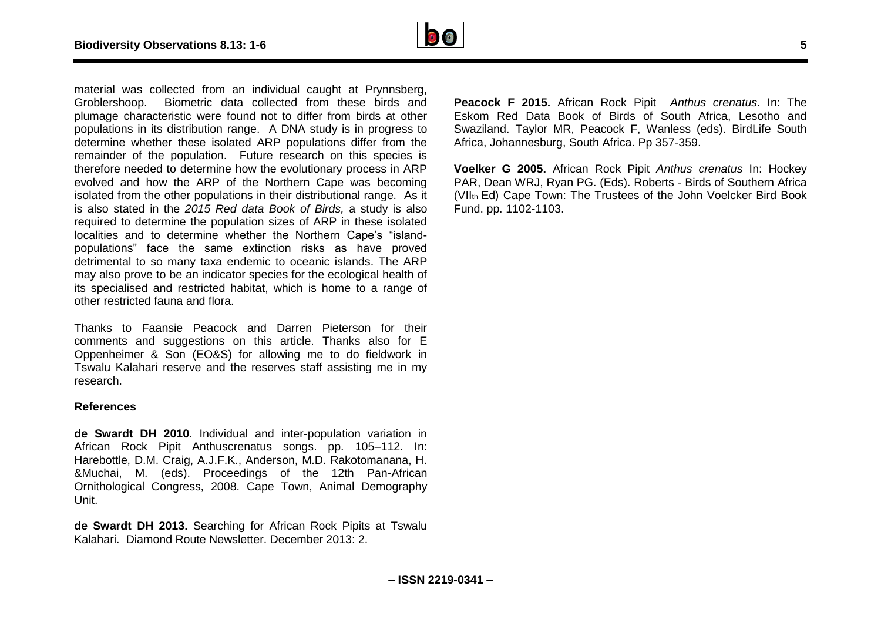material was collected from an individual caught at Prynnsberg, Groblershoop. Biometric data collected from these birds and plumage characteristic were found not to differ from birds at other populations in its distribution range. A DNA study is in progress to determine whether these isolated ARP populations differ from the remainder of the population. Future research on this species is therefore needed to determine how the evolutionary process in ARP evolved and how the ARP of the Northern Cape was becoming isolated from the other populations in their distributional range. As it is also stated in the *2015 Red data Book of Birds,* a study is also required to determine the population sizes of ARP in these isolated localities and to determine whether the Northern Cape's "island-populations" face the same extinction risks as have proved detrimental to so many taxa endemic to oceanic islands. The ARP may also prove to be an indicator species for the ecological health of its specialised and restricted habitat, which is home to a range of other restricted fauna and flora.

Thanks to Faansie Peacock and Darren Pieterson for their comments and suggestions on this article. Thanks also for E Oppenheimer & Son (EO&S) for allowing me to do fieldwork in Tswalu Kalahari reserve and the reserves staff assisting me in my research.

#### References

**de Swardt DH 2010**. Individual and inter-population variation in African Rock Pipit Anthuscrenatus songs. pp. 105–112. In: Harebottle, D.M. Craig, A.J.F.K., Anderson, M.D. Rakotomanana, H. &Muchai, M. (eds). Proceedings of the 12th Pan-African Ornithological Congress, 2008. Cape Town, Animal Demography Unit.

**de Swardt DH 2013.** Searching for African Rock Pipits at Tswalu Kalahari. Diamond Route Newsletter. December 2013: 2.

**Peacock F 2015.** African Rock Pipit *Anthus crenatus*. In: The Eskom Red Data Book of Birds of South Africa, Lesotho and Swaziland. Taylor MR, Peacock F, Wanless (eds). BirdLife South Africa, Johannesburg, South Africa. Pp 357-359.

**Voelker G 2005.** African Rock Pipit *Anthus crenatus* In: Hockey PAR, Dean WRJ, Ryan PG. (Eds). Roberts - Birds of Southern Africa (VIIth Ed) Cape Town: The Trustees of the John Voelcker Bird Book Fund. pp. 1102-1103.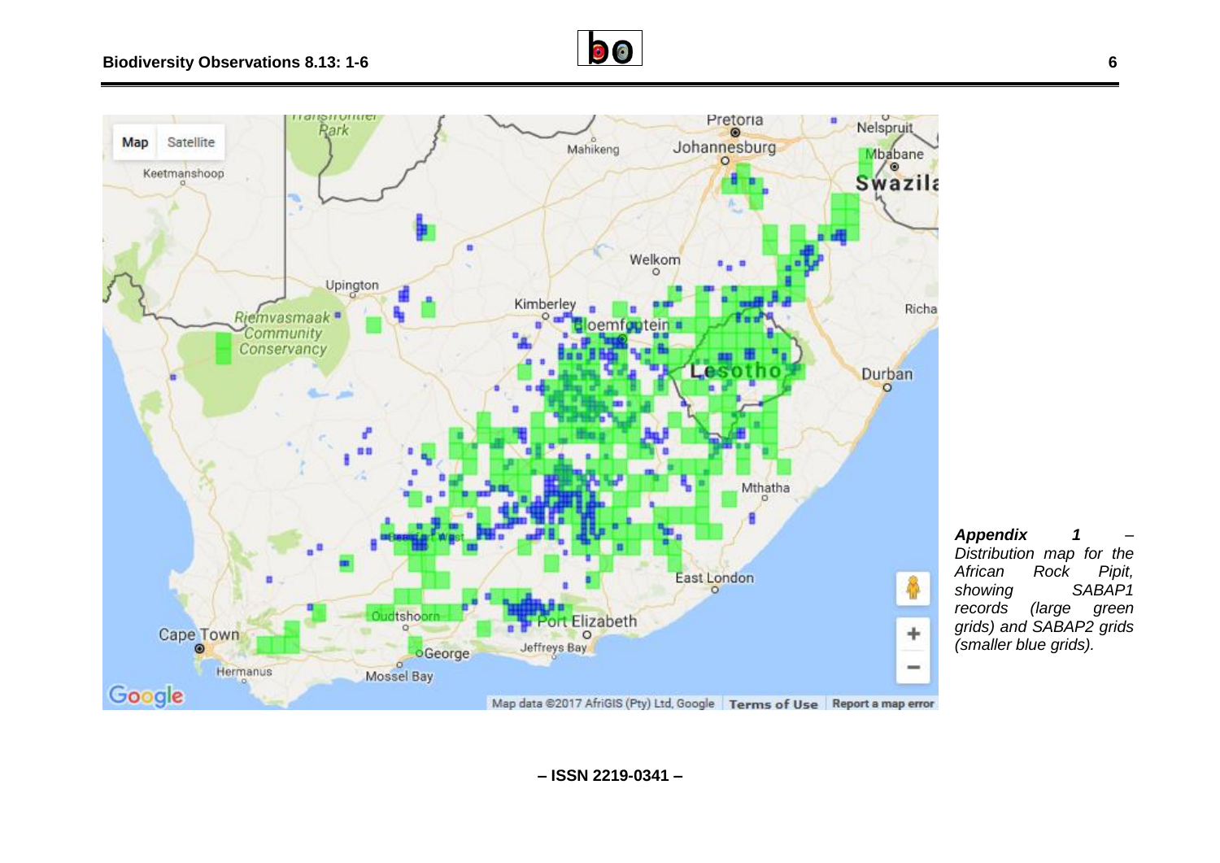*__Appendix 1__ – Distribution map for the African Rock Pipit, showing SABAP1 records (large green grids) and SABAP2 grids (smaller blue grids).*